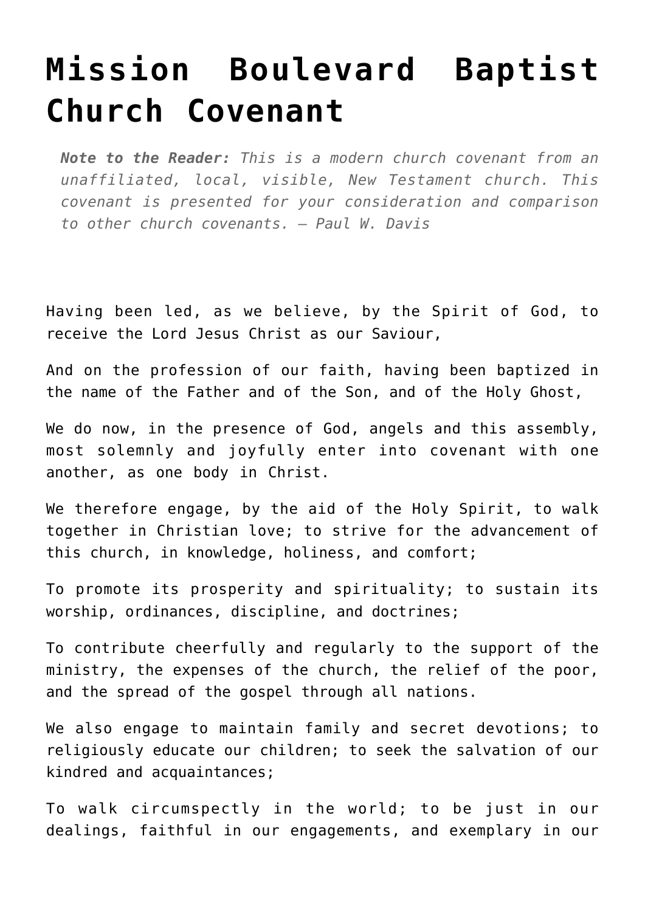# Mission Boulevard Baptist Church Covenant

> ***Note to the Reader:*** *This is a modern church covenant from an unaffiliated, local, visible, New Testament church. This covenant is presented for your consideration and comparison to other church covenants. — Paul W. Davis*

Having been led, as we believe, by the Spirit of God, to receive the Lord Jesus Christ as our Saviour,

And on the profession of our faith, having been baptized in the name of the Father and of the Son, and of the Holy Ghost,

We do now, in the presence of God, angels and this assembly, most solemnly and joyfully enter into covenant with one another, as one body in Christ.

We therefore engage, by the aid of the Holy Spirit, to walk together in Christian love; to strive for the advancement of this church, in knowledge, holiness, and comfort;

To promote its prosperity and spirituality; to sustain its worship, ordinances, discipline, and doctrines;

To contribute cheerfully and regularly to the support of the ministry, the expenses of the church, the relief of the poor, and the spread of the gospel through all nations.

We also engage to maintain family and secret devotions; to religiously educate our children; to seek the salvation of our kindred and acquaintances;

To walk circumspectly in the world; to be just in our dealings, faithful in our engagements, and exemplary in our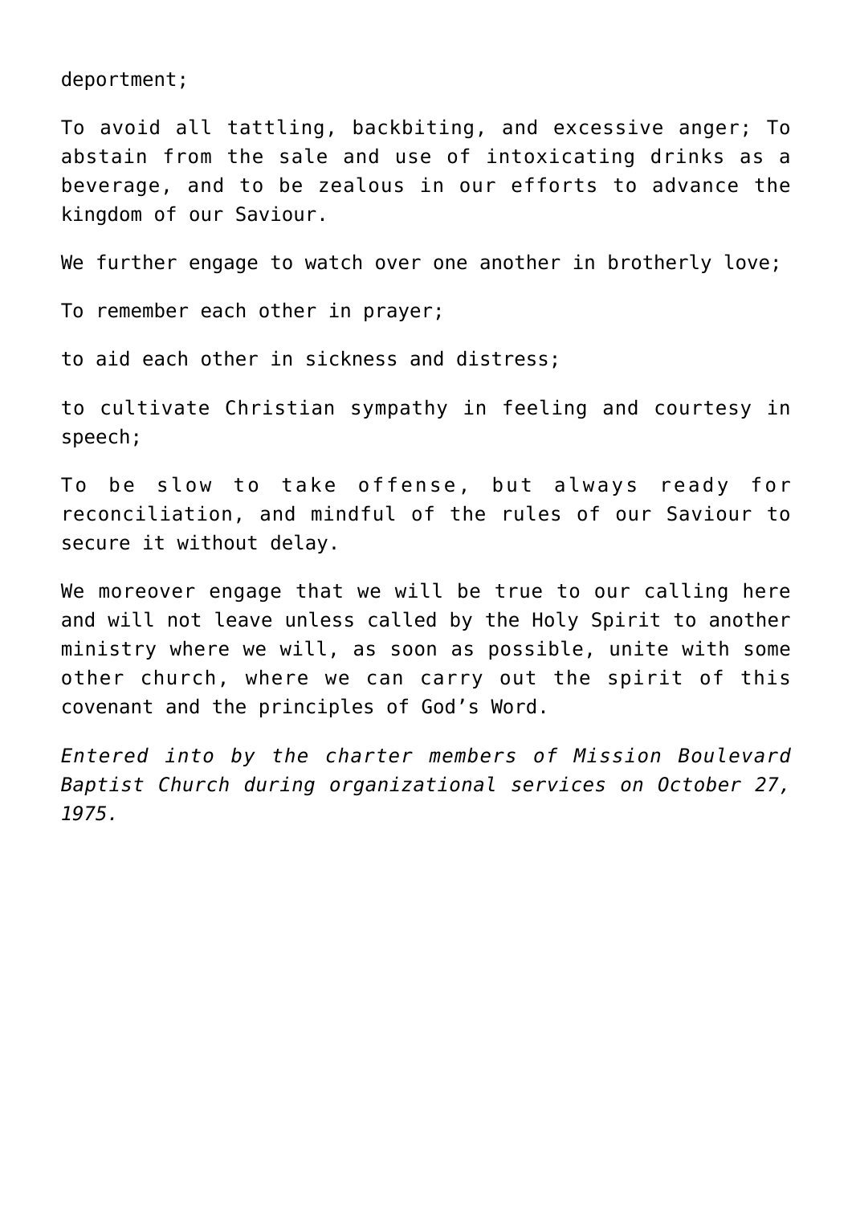deportment;

To avoid all tattling, backbiting, and excessive anger; To abstain from the sale and use of intoxicating drinks as a beverage, and to be zealous in our efforts to advance the kingdom of our Saviour.

We further engage to watch over one another in brotherly love;

To remember each other in prayer;

to aid each other in sickness and distress;

to cultivate Christian sympathy in feeling and courtesy in speech;

To be slow to take offense, but always ready for reconciliation, and mindful of the rules of our Saviour to secure it without delay.

We moreover engage that we will be true to our calling here and will not leave unless called by the Holy Spirit to another ministry where we will, as soon as possible, unite with some other church, where we can carry out the spirit of this covenant and the principles of God's Word.

*Entered into by the charter members of Mission Boulevard Baptist Church during organizational services on October 27, 1975.*